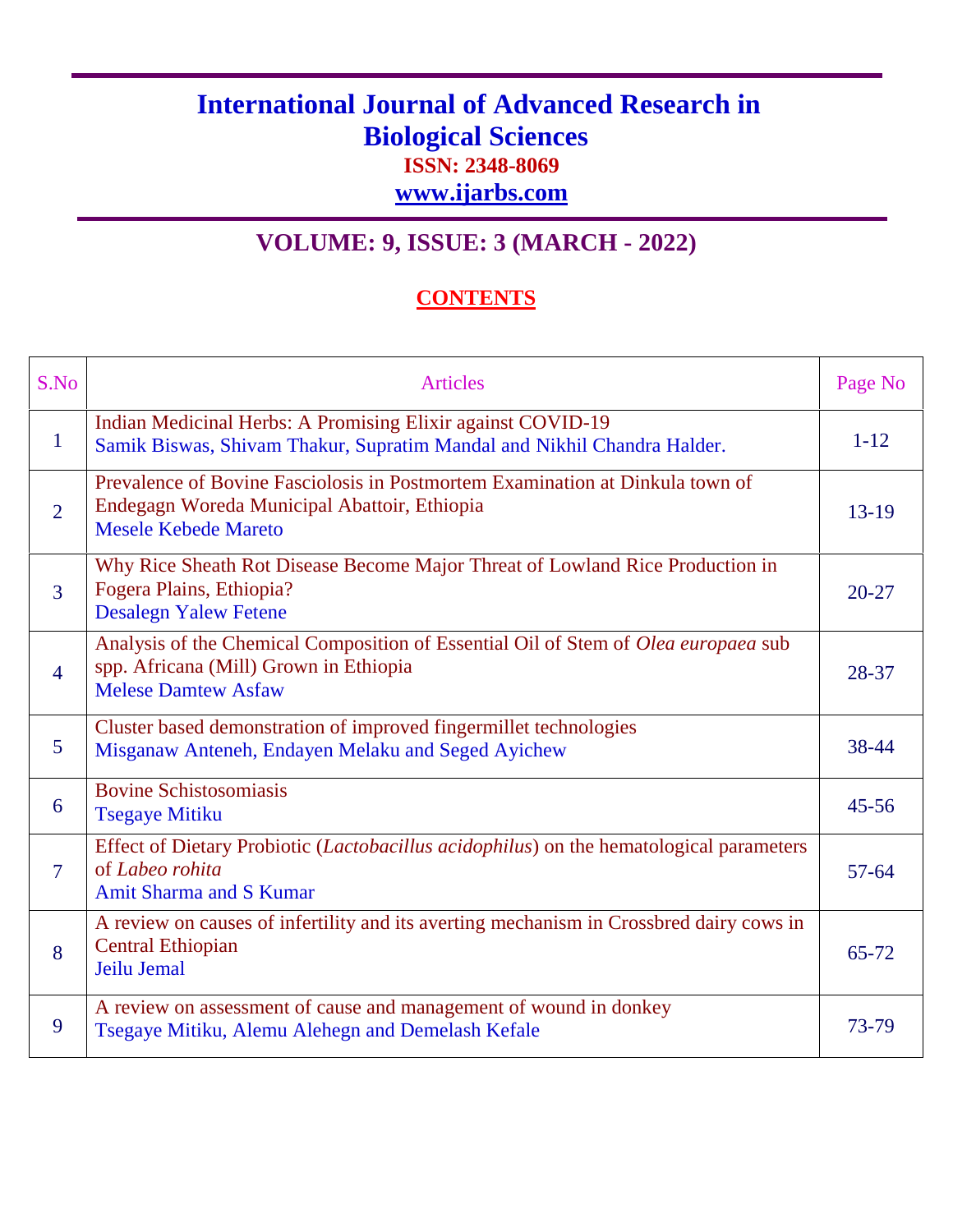# International Journal of Advanced Research in Biological Sciences

**ISSN: 2348-8069**

**www.ijarbs.com**

## VOLUME: 9, ISSUE: 3 (MARCH - 2022)

## CONTENTS

| S.No | Articles | Page No |
|---|---|---|
| 1 | Indian Medicinal Herbs: A Promising Elixir against COVID-19<br>Samik Biswas, Shivam Thakur, Supratim Mandal and Nikhil Chandra Halder. | 1-12 |
| 2 | Prevalence of Bovine Fasciolosis in Postmortem Examination at Dinkula town of Endegagn Woreda Municipal Abattoir, Ethiopia<br>Mesele Kebede Mareto | 13-19 |
| 3 | Why Rice Sheath Rot Disease Become Major Threat of Lowland Rice Production in Fogera Plains, Ethiopia?<br>Desalegn Yalew Fetene | 20-27 |
| 4 | Analysis of the Chemical Composition of Essential Oil of Stem of *Olea europaea* sub spp. Africana (Mill) Grown in Ethiopia<br>Melese Damtew Asfaw | 28-37 |
| 5 | Cluster based demonstration of improved fingermillet technologies<br>Misganaw Anteneh, Endayen Melaku and Seged Ayichew | 38-44 |
| 6 | Bovine Schistosomiasis<br>Tsegaye Mitiku | 45-56 |
| 7 | Effect of Dietary Probiotic (*Lactobacillus acidophilus*) on the hematological parameters of *Labeo rohita*<br>Amit Sharma and S Kumar | 57-64 |
| 8 | A review on causes of infertility and its averting mechanism in Crossbred dairy cows in Central Ethiopian<br>Jeilu Jemal | 65-72 |
| 9 | A review on assessment of cause and management of wound in donkey<br>Tsegaye Mitiku, Alemu Alehegn and Demelash Kefale | 73-79 |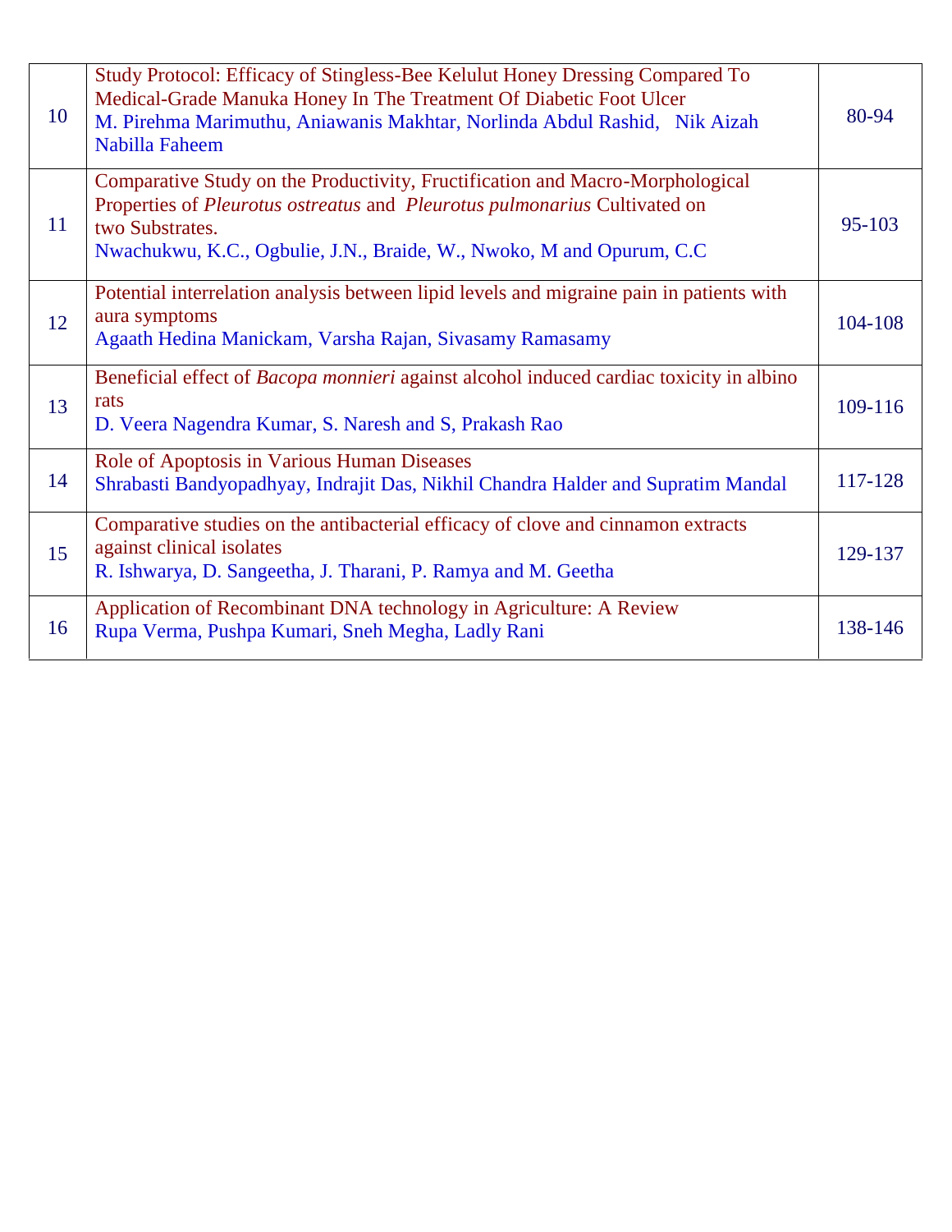| | | |
|---|---|---|
| 10 | Study Protocol: Efficacy of Stingless-Bee Kelulut Honey Dressing Compared To Medical-Grade Manuka Honey In The Treatment Of Diabetic Foot Ulcer<br>M. Pirehma Marimuthu, Aniawanis Makhtar, Norlinda Abdul Rashid, Nik Aizah Nabilla Faheem | 80-94 |
| 11 | Comparative Study on the Productivity, Fructification and Macro-Morphological Properties of *Pleurotus ostreatus* and *Pleurotus pulmonarius* Cultivated on two Substrates.<br>Nwachukwu, K.C., Ogbulie, J.N., Braide, W., Nwoko, M and Opurum, C.C | 95-103 |
| 12 | Potential interrelation analysis between lipid levels and migraine pain in patients with aura symptoms<br>Agaath Hedina Manickam, Varsha Rajan, Sivasamy Ramasamy | 104-108 |
| 13 | Beneficial effect of *Bacopa monnieri* against alcohol induced cardiac toxicity in albino rats<br>D. Veera Nagendra Kumar, S. Naresh and S, Prakash Rao | 109-116 |
| 14 | Role of Apoptosis in Various Human Diseases<br>Shrabasti Bandyopadhyay, Indrajit Das, Nikhil Chandra Halder and Supratim Mandal | 117-128 |
| 15 | Comparative studies on the antibacterial efficacy of clove and cinnamon extracts against clinical isolates<br>R. Ishwarya, D. Sangeetha, J. Tharani, P. Ramya and M. Geetha | 129-137 |
| 16 | Application of Recombinant DNA technology in Agriculture: A Review<br>Rupa Verma, Pushpa Kumari, Sneh Megha, Ladly Rani | 138-146 |